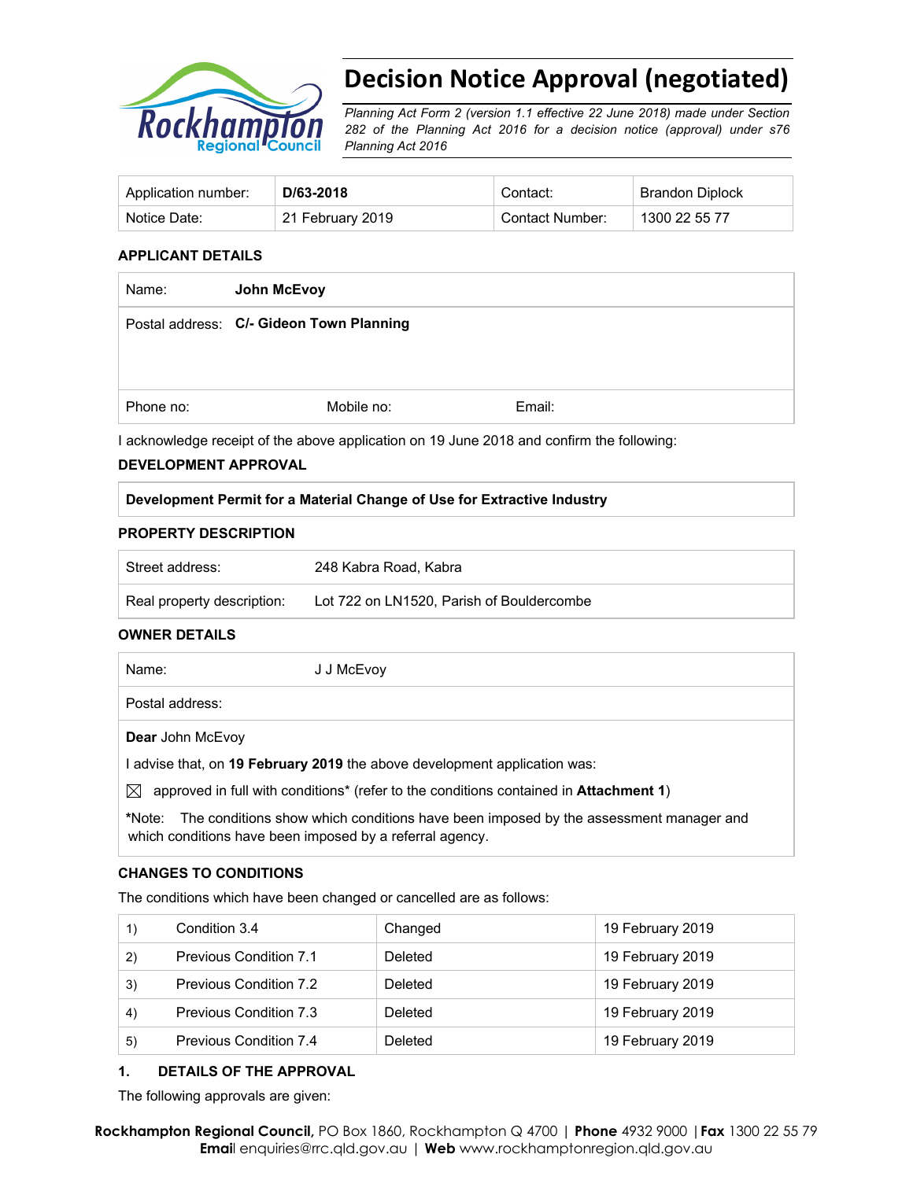# Decision Notice Approval (negotiated)

*Planning Act Form 2 (version 1.1 effective 22 June 2018) made under Section 282 of the Planning Act 2016 for a decision notice (approval) under s76 Planning Act 2016*

| Application number: | **D/63-2018** | Contact: | Brandon Diplock |
|---|---|---|---|
| Notice Date: | 21 February 2019 | Contact Number: | 1300 22 55 77 |

### APPLICANT DETAILS

| Name: | **John McEvoy** | |
|---|---|---|
| Postal address: | **C/- Gideon Town Planning** | |
| Phone no: | Mobile no: | Email: |

I acknowledge receipt of the above application on 19 June 2018 and confirm the following:

### DEVELOPMENT APPROVAL

| **Development Permit for a Material Change of Use for Extractive Industry** |
|---|

### PROPERTY DESCRIPTION

| Street address: | 248 Kabra Road, Kabra |
|---|---|
| Real property description: | Lot 722 on LN1520, Parish of Bouldercombe |

### OWNER DETAILS

| Name: | J J McEvoy |
|---|---|
| Postal address: | |

**Dear** John McEvoy

I advise that, on **19 February 2019** the above development application was:

☒ approved in full with conditions* (refer to the conditions contained in **Attachment 1**)

*Note: The conditions show which conditions have been imposed by the assessment manager and which conditions have been imposed by a referral agency.

### CHANGES TO CONDITIONS

The conditions which have been changed or cancelled are as follows:

| | | | |
|---|---|---|---|
| 1) | Condition 3.4 | Changed | 19 February 2019 |
| 2) | Previous Condition 7.1 | Deleted | 19 February 2019 |
| 3) | Previous Condition 7.2 | Deleted | 19 February 2019 |
| 4) | Previous Condition 7.3 | Deleted | 19 February 2019 |
| 5) | Previous Condition 7.4 | Deleted | 19 February 2019 |

### 1. DETAILS OF THE APPROVAL

The following approvals are given: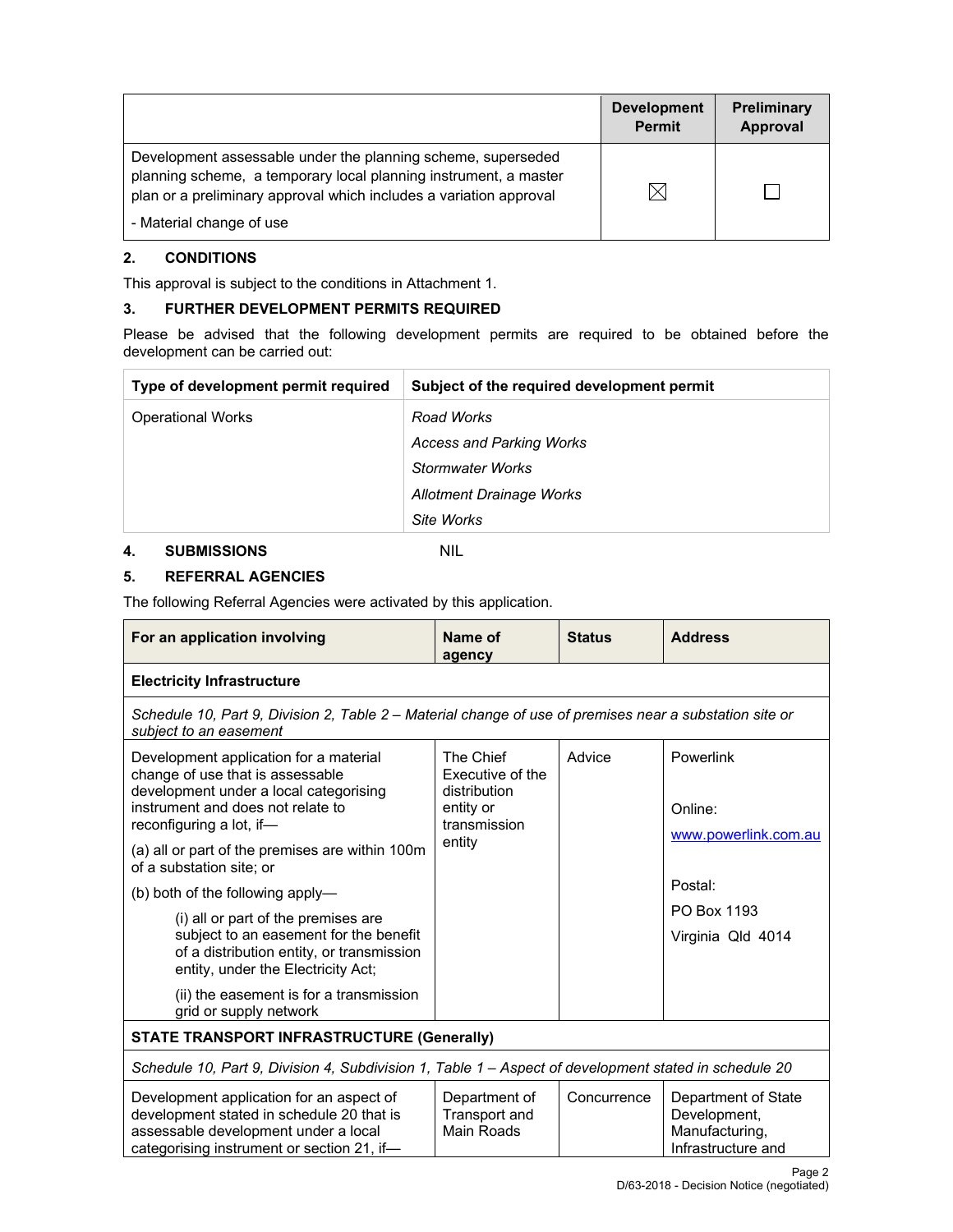| | Development Permit | Preliminary Approval |
|---|---|---|
| Development assessable under the planning scheme, superseded planning scheme, a temporary local planning instrument, a master plan or a preliminary approval which includes a variation approval<br><br>- Material change of use | ☒ | ☐ |

## 2. CONDITIONS

This approval is subject to the conditions in Attachment 1.

## 3. FURTHER DEVELOPMENT PERMITS REQUIRED

Please be advised that the following development permits are required to be obtained before the development can be carried out:

| Type of development permit required | Subject of the required development permit |
|---|---|
| Operational Works | *Road Works*<br>*Access and Parking Works*<br>*Stormwater Works*<br>*Allotment Drainage Works*<br>*Site Works* |

## 4. SUBMISSIONS NIL

## 5. REFERRAL AGENCIES

The following Referral Agencies were activated by this application.

| For an application involving | Name of agency | Status | Address |
|---|---|---|---|
| **Electricity Infrastructure** | | | |
| *Schedule 10, Part 9, Division 2, Table 2 – Material change of use of premises near a substation site or subject to an easement* | | | |
| Development application for a material change of use that is assessable development under a local categorising instrument and does not relate to reconfiguring a lot, if—<br>(a) all or part of the premises are within 100m of a substation site; or<br>(b) both of the following apply—<br>(i) all or part of the premises are subject to an easement for the benefit of a distribution entity, or transmission entity, under the Electricity Act;<br>(ii) the easement is for a transmission grid or supply network | The Chief Executive of the distribution entity or transmission entity | Advice | Powerlink<br><br>Online:<br>www.powerlink.com.au<br><br>Postal:<br>PO Box 1193<br>Virginia Qld 4014 |
| **STATE TRANSPORT INFRASTRUCTURE (Generally)** | | | |
| *Schedule 10, Part 9, Division 4, Subdivision 1, Table 1 – Aspect of development stated in schedule 20* | | | |
| Development application for an aspect of development stated in schedule 20 that is assessable development under a local categorising instrument or section 21, if— | Department of Transport and Main Roads | Concurrence | Department of State Development, Manufacturing, Infrastructure and |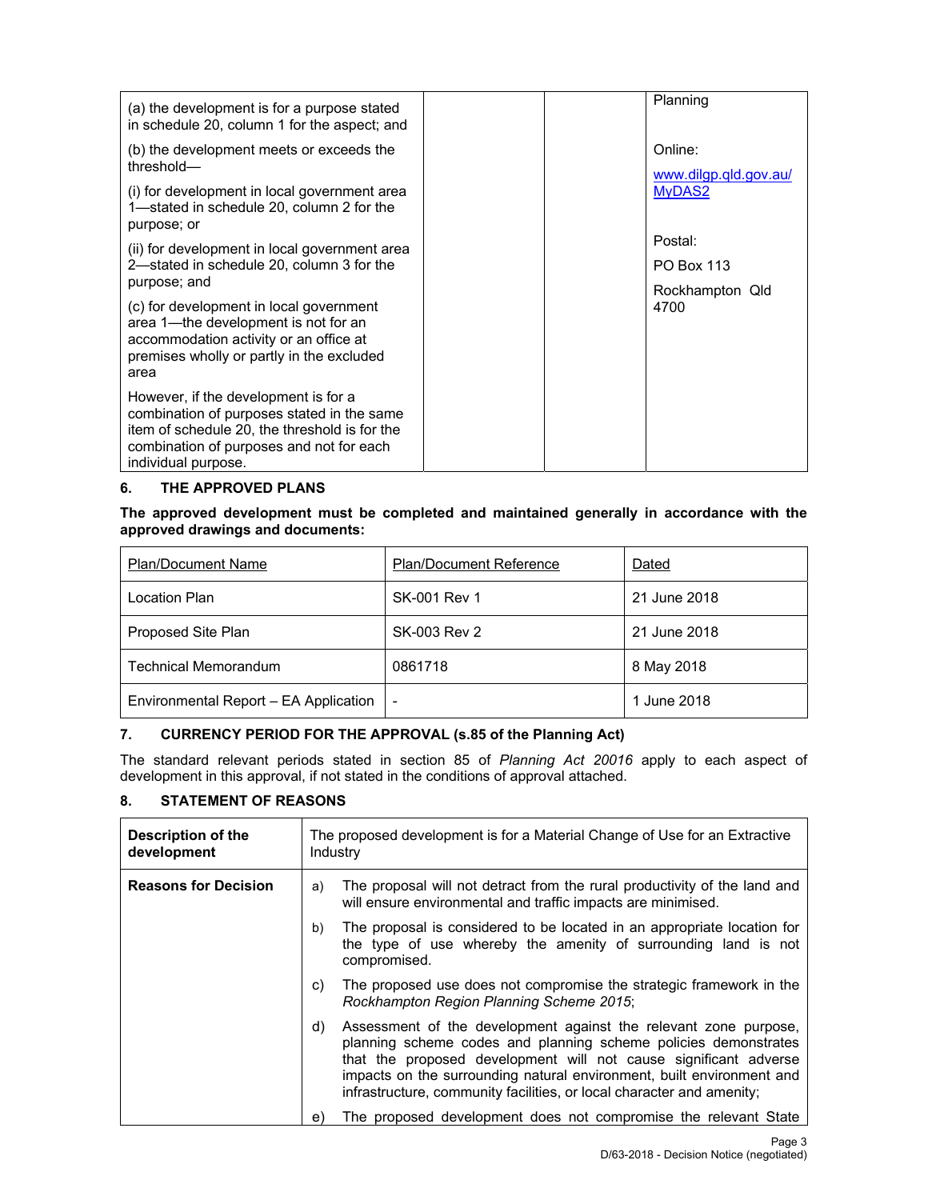| | | | |
|---|---|---|---|
| (a) the development is for a purpose stated in schedule 20, column 1 for the aspect; and<br><br>(b) the development meets or exceeds the threshold—<br><br>(i) for development in local government area 1—stated in schedule 20, column 2 for the purpose; or<br><br>(ii) for development in local government area 2—stated in schedule 20, column 3 for the purpose; and<br><br>(c) for development in local government area 1—the development is not for an accommodation activity or an office at premises wholly or partly in the excluded area<br><br>However, if the development is for a combination of purposes stated in the same item of schedule 20, the threshold is for the combination of purposes and not for each individual purpose. | | | Planning<br><br>Online:<br><br>www.dilgp.qld.gov.au/MyDAS2<br><br>Postal:<br><br>PO Box 113<br><br>Rockhampton Qld 4700 |

## 6. THE APPROVED PLANS

**The approved development must be completed and maintained generally in accordance with the approved drawings and documents:**

| Plan/Document Name | Plan/Document Reference | Dated |
|---|---|---|
| Location Plan | SK-001 Rev 1 | 21 June 2018 |
| Proposed Site Plan | SK-003 Rev 2 | 21 June 2018 |
| Technical Memorandum | 0861718 | 8 May 2018 |
| Environmental Report – EA Application | - | 1 June 2018 |

## 7. CURRENCY PERIOD FOR THE APPROVAL (s.85 of the Planning Act)

The standard relevant periods stated in section 85 of *Planning Act 20016* apply to each aspect of development in this approval, if not stated in the conditions of approval attached.

## 8. STATEMENT OF REASONS

| | |
|---|---|
| **Description of the development** | The proposed development is for a Material Change of Use for an Extractive Industry |
| **Reasons for Decision** | a) The proposal will not detract from the rural productivity of the land and will ensure environmental and traffic impacts are minimised.<br><br>b) The proposal is considered to be located in an appropriate location for the type of use whereby the amenity of surrounding land is not compromised.<br><br>c) The proposed use does not compromise the strategic framework in the *Rockhampton Region Planning Scheme 2015*;<br><br>d) Assessment of the development against the relevant zone purpose, planning scheme codes and planning scheme policies demonstrates that the proposed development will not cause significant adverse impacts on the surrounding natural environment, built environment and infrastructure, community facilities, or local character and amenity;<br><br>e) The proposed development does not compromise the relevant State |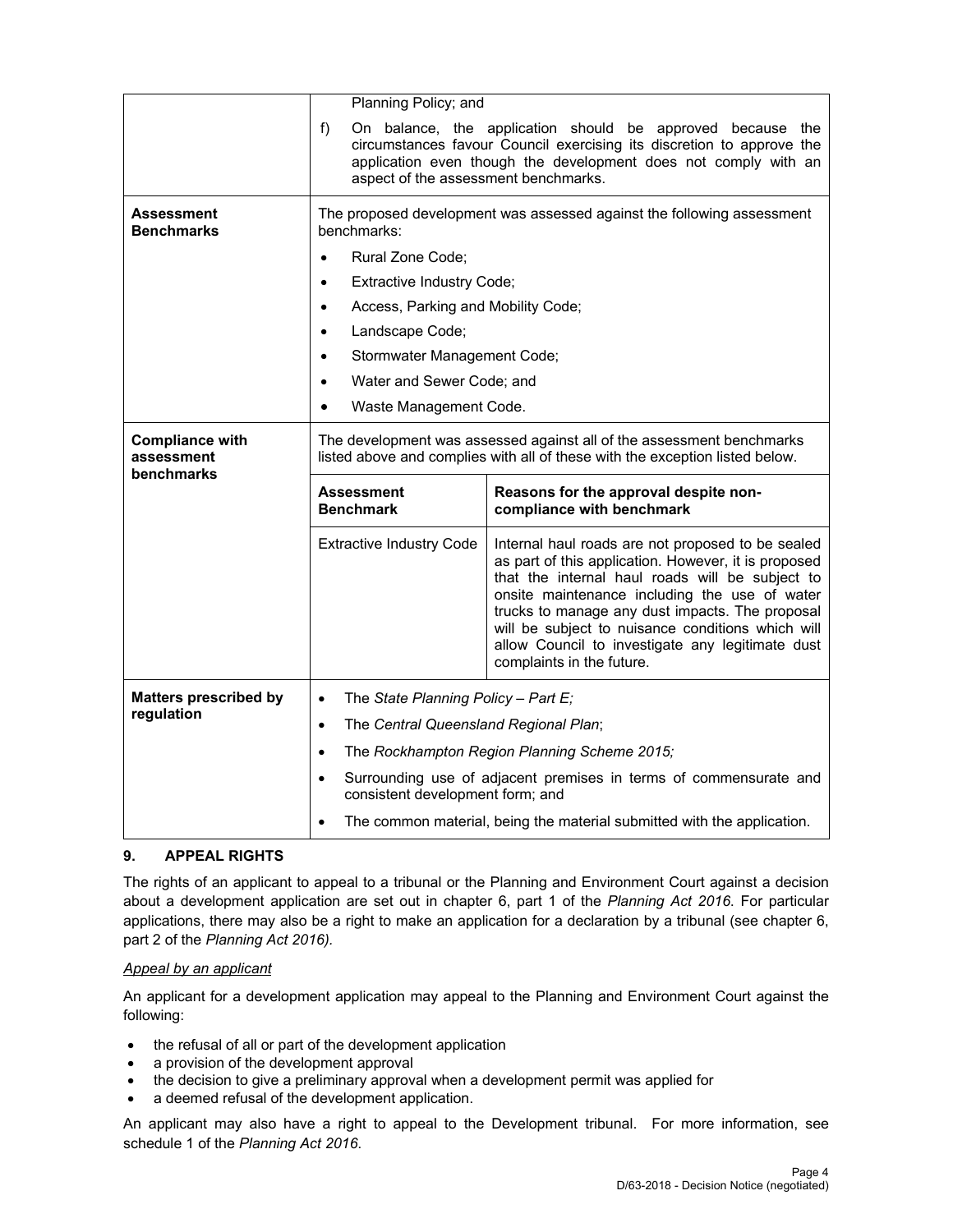| | |
|---|---|
| | Planning Policy; and<br>f) On balance, the application should be approved because the circumstances favour Council exercising its discretion to approve the application even though the development does not comply with an aspect of the assessment benchmarks. |
| **Assessment Benchmarks** | The proposed development was assessed against the following assessment benchmarks:<br>• Rural Zone Code;<br>• Extractive Industry Code;<br>• Access, Parking and Mobility Code;<br>• Landscape Code;<br>• Stormwater Management Code;<br>• Water and Sewer Code; and<br>• Waste Management Code. |
| **Compliance with assessment benchmarks** | The development was assessed against all of the assessment benchmarks listed above and complies with all of these with the exception listed below.<br><br>**Assessment Benchmark**: Extractive Industry Code<br><br>**Reasons for the approval despite non-compliance with benchmark**: Internal haul roads are not proposed to be sealed as part of this application. However, it is proposed that the internal haul roads will be subject to onsite maintenance including the use of water trucks to manage any dust impacts. The proposal will be subject to nuisance conditions which will allow Council to investigate any legitimate dust complaints in the future. |
| **Matters prescribed by regulation** | • The *State Planning Policy – Part E;*<br>• The *Central Queensland Regional Plan*;<br>• The *Rockhampton Region Planning Scheme 2015;*<br>• Surrounding use of adjacent premises in terms of commensurate and consistent development form; and<br>• The common material, being the material submitted with the application. |

## 9. APPEAL RIGHTS

The rights of an applicant to appeal to a tribunal or the Planning and Environment Court against a decision about a development application are set out in chapter 6, part 1 of the *Planning Act 2016*. For particular applications, there may also be a right to make an application for a declaration by a tribunal (see chapter 6, part 2 of the *Planning Act 2016).*

*Appeal by an applicant*

An applicant for a development application may appeal to the Planning and Environment Court against the following:

- the refusal of all or part of the development application
- a provision of the development approval
- the decision to give a preliminary approval when a development permit was applied for
- a deemed refusal of the development application.

An applicant may also have a right to appeal to the Development tribunal. For more information, see schedule 1 of the *Planning Act 2016*.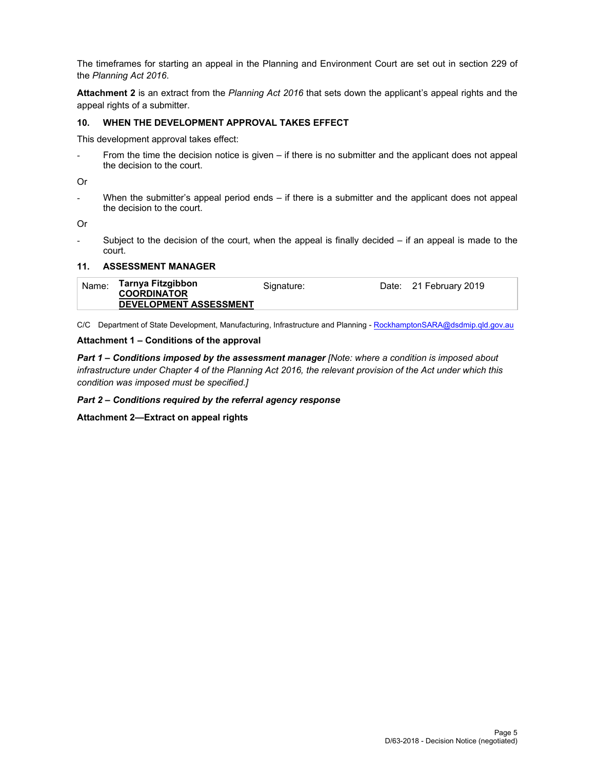The timeframes for starting an appeal in the Planning and Environment Court are set out in section 229 of the *Planning Act 2016*.

**Attachment 2** is an extract from the *Planning Act 2016* that sets down the applicant's appeal rights and the appeal rights of a submitter.

### 10. WHEN THE DEVELOPMENT APPROVAL TAKES EFFECT

This development approval takes effect:

- From the time the decision notice is given – if there is no submitter and the applicant does not appeal the decision to the court.

Or

- When the submitter's appeal period ends – if there is a submitter and the applicant does not appeal the decision to the court.

Or

- Subject to the decision of the court, when the appeal is finally decided – if an appeal is made to the court.

### 11. ASSESSMENT MANAGER

| Name: | **Tarnya Fitzgibbon** **COORDINATOR DEVELOPMENT ASSESSMENT** | Signature: | Date: 21 February 2019 |
|---|---|---|---|

C/C Department of State Development, Manufacturing, Infrastructure and Planning - RockhamptonSARA@dsdmip.qld.gov.au

**Attachment 1 – Conditions of the approval**

***Part 1 – Conditions imposed by the assessment manager*** *[Note: where a condition is imposed about infrastructure under Chapter 4 of the Planning Act 2016, the relevant provision of the Act under which this condition was imposed must be specified.]*

***Part 2 – Conditions required by the referral agency response***

**Attachment 2—Extract on appeal rights**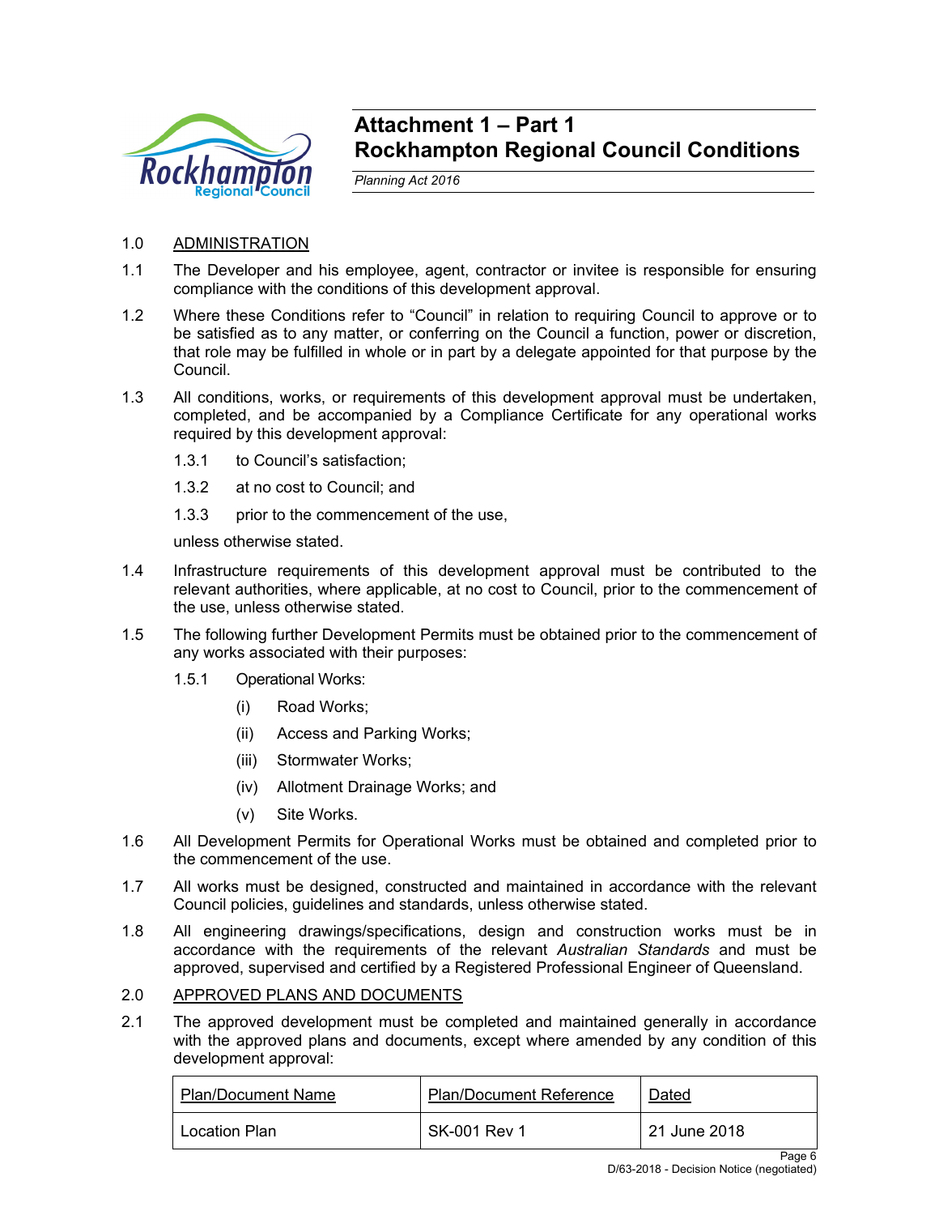# Attachment 1 – Part 1
# Rockhampton Regional Council Conditions

*Planning Act 2016*

1.0 ADMINISTRATION

1.1 The Developer and his employee, agent, contractor or invitee is responsible for ensuring compliance with the conditions of this development approval.

1.2 Where these Conditions refer to "Council" in relation to requiring Council to approve or to be satisfied as to any matter, or conferring on the Council a function, power or discretion, that role may be fulfilled in whole or in part by a delegate appointed for that purpose by the Council.

1.3 All conditions, works, or requirements of this development approval must be undertaken, completed, and be accompanied by a Compliance Certificate for any operational works required by this development approval:

1.3.1 to Council's satisfaction;

1.3.2 at no cost to Council; and

1.3.3 prior to the commencement of the use,

unless otherwise stated.

1.4 Infrastructure requirements of this development approval must be contributed to the relevant authorities, where applicable, at no cost to Council, prior to the commencement of the use, unless otherwise stated.

1.5 The following further Development Permits must be obtained prior to the commencement of any works associated with their purposes:

1.5.1 Operational Works:

(i) Road Works;

(ii) Access and Parking Works;

(iii) Stormwater Works;

(iv) Allotment Drainage Works; and

(v) Site Works.

1.6 All Development Permits for Operational Works must be obtained and completed prior to the commencement of the use.

1.7 All works must be designed, constructed and maintained in accordance with the relevant Council policies, guidelines and standards, unless otherwise stated.

1.8 All engineering drawings/specifications, design and construction works must be in accordance with the requirements of the relevant *Australian Standards* and must be approved, supervised and certified by a Registered Professional Engineer of Queensland.

2.0 APPROVED PLANS AND DOCUMENTS

2.1 The approved development must be completed and maintained generally in accordance with the approved plans and documents, except where amended by any condition of this development approval:

| Plan/Document Name | Plan/Document Reference | Dated |
|---|---|---|
| Location Plan | SK-001 Rev 1 | 21 June 2018 |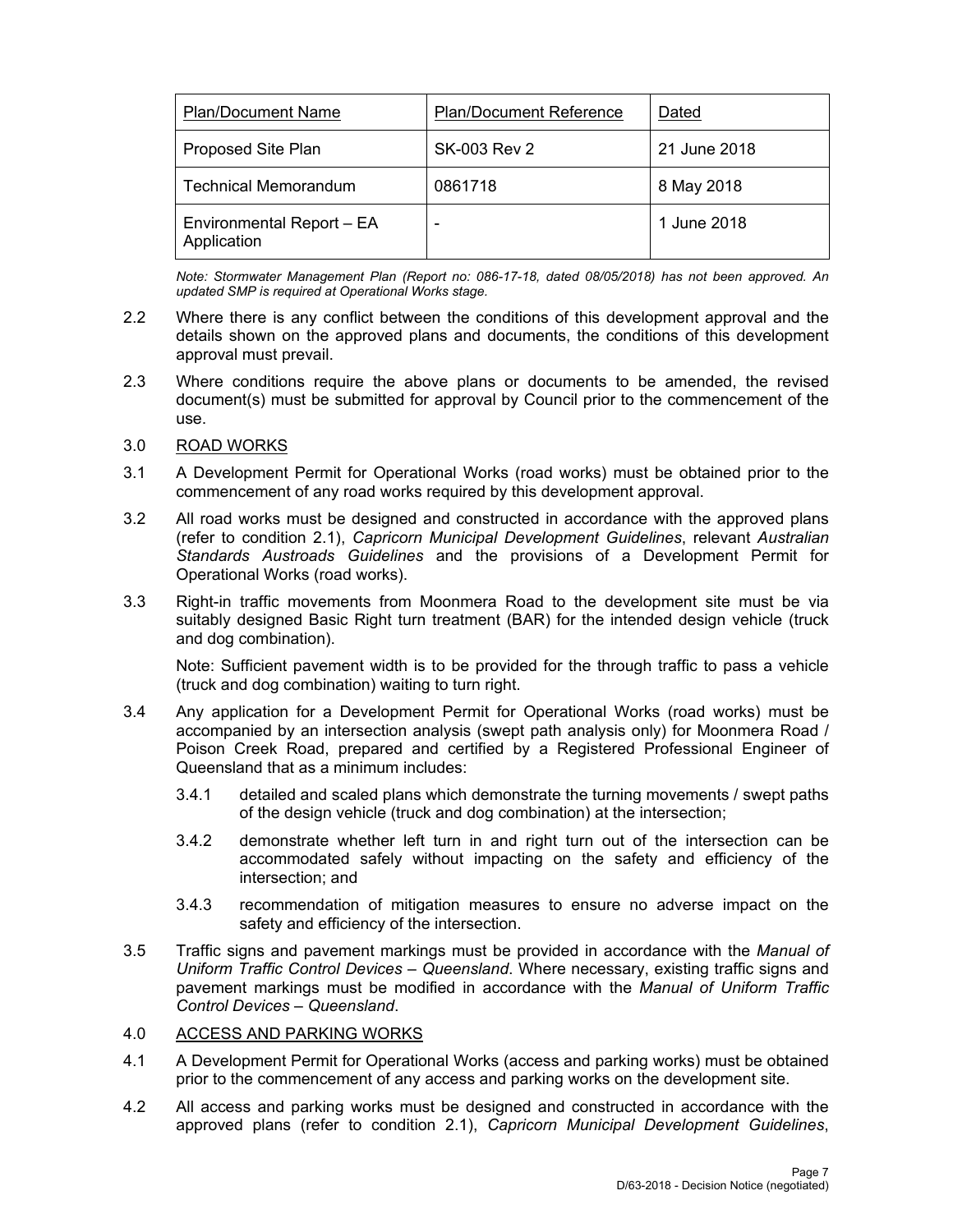| Plan/Document Name | Plan/Document Reference | Dated |
|---|---|---|
| Proposed Site Plan | SK-003 Rev 2 | 21 June 2018 |
| Technical Memorandum | 0861718 | 8 May 2018 |
| Environmental Report – EA Application | - | 1 June 2018 |

*Note: Stormwater Management Plan (Report no: 086-17-18, dated 08/05/2018) has not been approved. An updated SMP is required at Operational Works stage.*

2.2 Where there is any conflict between the conditions of this development approval and the details shown on the approved plans and documents, the conditions of this development approval must prevail.

2.3 Where conditions require the above plans or documents to be amended, the revised document(s) must be submitted for approval by Council prior to the commencement of the use.

3.0 ROAD WORKS

3.1 A Development Permit for Operational Works (road works) must be obtained prior to the commencement of any road works required by this development approval.

3.2 All road works must be designed and constructed in accordance with the approved plans (refer to condition 2.1), *Capricorn Municipal Development Guidelines*, relevant *Australian Standards Austroads Guidelines* and the provisions of a Development Permit for Operational Works (road works).

3.3 Right-in traffic movements from Moonmera Road to the development site must be via suitably designed Basic Right turn treatment (BAR) for the intended design vehicle (truck and dog combination).

Note: Sufficient pavement width is to be provided for the through traffic to pass a vehicle (truck and dog combination) waiting to turn right.

3.4 Any application for a Development Permit for Operational Works (road works) must be accompanied by an intersection analysis (swept path analysis only) for Moonmera Road / Poison Creek Road, prepared and certified by a Registered Professional Engineer of Queensland that as a minimum includes:

3.4.1 detailed and scaled plans which demonstrate the turning movements / swept paths of the design vehicle (truck and dog combination) at the intersection;

3.4.2 demonstrate whether left turn in and right turn out of the intersection can be accommodated safely without impacting on the safety and efficiency of the intersection; and

3.4.3 recommendation of mitigation measures to ensure no adverse impact on the safety and efficiency of the intersection.

3.5 Traffic signs and pavement markings must be provided in accordance with the *Manual of Uniform Traffic Control Devices – Queensland*. Where necessary, existing traffic signs and pavement markings must be modified in accordance with the *Manual of Uniform Traffic Control Devices – Queensland*.

4.0 ACCESS AND PARKING WORKS

4.1 A Development Permit for Operational Works (access and parking works) must be obtained prior to the commencement of any access and parking works on the development site.

4.2 All access and parking works must be designed and constructed in accordance with the approved plans (refer to condition 2.1), *Capricorn Municipal Development Guidelines*,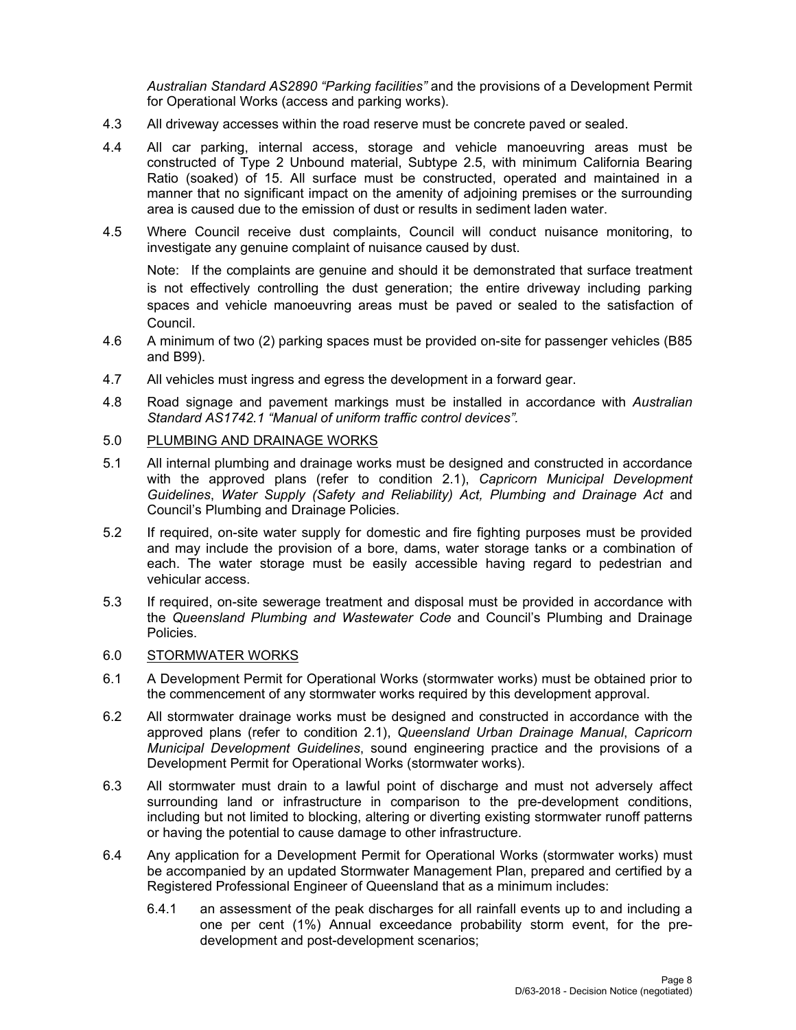*Australian Standard AS2890 "Parking facilities"* and the provisions of a Development Permit for Operational Works (access and parking works).

4.3 All driveway accesses within the road reserve must be concrete paved or sealed.

4.4 All car parking, internal access, storage and vehicle manoeuvring areas must be constructed of Type 2 Unbound material, Subtype 2.5, with minimum California Bearing Ratio (soaked) of 15. All surface must be constructed, operated and maintained in a manner that no significant impact on the amenity of adjoining premises or the surrounding area is caused due to the emission of dust or results in sediment laden water.

4.5 Where Council receive dust complaints, Council will conduct nuisance monitoring, to investigate any genuine complaint of nuisance caused by dust.

Note: If the complaints are genuine and should it be demonstrated that surface treatment is not effectively controlling the dust generation; the entire driveway including parking spaces and vehicle manoeuvring areas must be paved or sealed to the satisfaction of Council.

4.6 A minimum of two (2) parking spaces must be provided on-site for passenger vehicles (B85 and B99).

4.7 All vehicles must ingress and egress the development in a forward gear.

4.8 Road signage and pavement markings must be installed in accordance with *Australian Standard AS1742.1 "Manual of uniform traffic control devices"*.

5.0 PLUMBING AND DRAINAGE WORKS

5.1 All internal plumbing and drainage works must be designed and constructed in accordance with the approved plans (refer to condition 2.1), *Capricorn Municipal Development Guidelines*, *Water Supply (Safety and Reliability) Act, Plumbing and Drainage Act* and Council's Plumbing and Drainage Policies.

5.2 If required, on-site water supply for domestic and fire fighting purposes must be provided and may include the provision of a bore, dams, water storage tanks or a combination of each. The water storage must be easily accessible having regard to pedestrian and vehicular access.

5.3 If required, on-site sewerage treatment and disposal must be provided in accordance with the *Queensland Plumbing and Wastewater Code* and Council's Plumbing and Drainage Policies.

6.0 STORMWATER WORKS

6.1 A Development Permit for Operational Works (stormwater works) must be obtained prior to the commencement of any stormwater works required by this development approval.

6.2 All stormwater drainage works must be designed and constructed in accordance with the approved plans (refer to condition 2.1), *Queensland Urban Drainage Manual*, *Capricorn Municipal Development Guidelines*, sound engineering practice and the provisions of a Development Permit for Operational Works (stormwater works).

6.3 All stormwater must drain to a lawful point of discharge and must not adversely affect surrounding land or infrastructure in comparison to the pre-development conditions, including but not limited to blocking, altering or diverting existing stormwater runoff patterns or having the potential to cause damage to other infrastructure.

6.4 Any application for a Development Permit for Operational Works (stormwater works) must be accompanied by an updated Stormwater Management Plan, prepared and certified by a Registered Professional Engineer of Queensland that as a minimum includes:

6.4.1 an assessment of the peak discharges for all rainfall events up to and including a one per cent (1%) Annual exceedance probability storm event, for the pre-development and post-development scenarios;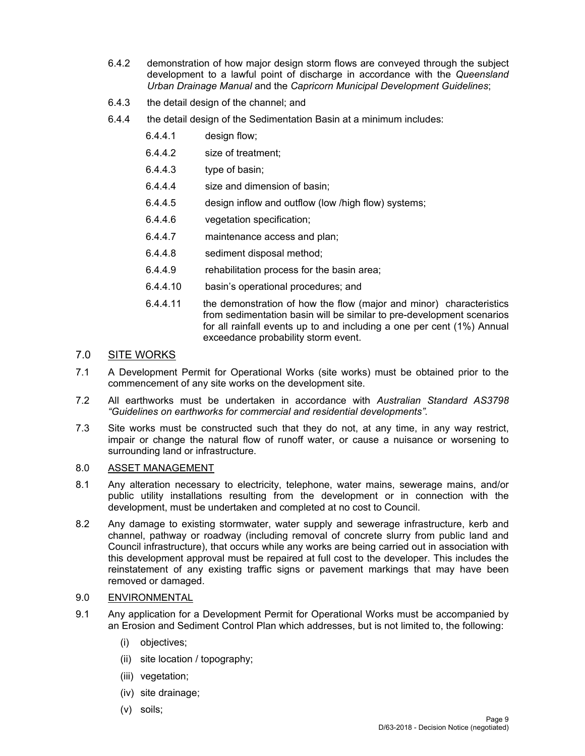6.4.2 demonstration of how major design storm flows are conveyed through the subject development to a lawful point of discharge in accordance with the *Queensland Urban Drainage Manual* and the *Capricorn Municipal Development Guidelines*;

6.4.3 the detail design of the channel; and

6.4.4 the detail design of the Sedimentation Basin at a minimum includes:

6.4.4.1 design flow;

6.4.4.2 size of treatment;

6.4.4.3 type of basin;

6.4.4.4 size and dimension of basin;

6.4.4.5 design inflow and outflow (low /high flow) systems;

6.4.4.6 vegetation specification;

6.4.4.7 maintenance access and plan;

6.4.4.8 sediment disposal method;

6.4.4.9 rehabilitation process for the basin area;

6.4.4.10 basin's operational procedures; and

6.4.4.11 the demonstration of how the flow (major and minor) characteristics from sedimentation basin will be similar to pre-development scenarios for all rainfall events up to and including a one per cent (1%) Annual exceedance probability storm event.

## 7.0 SITE WORKS

7.1 A Development Permit for Operational Works (site works) must be obtained prior to the commencement of any site works on the development site.

7.2 All earthworks must be undertaken in accordance with *Australian Standard AS3798 "Guidelines on earthworks for commercial and residential developments".*

7.3 Site works must be constructed such that they do not, at any time, in any way restrict, impair or change the natural flow of runoff water, or cause a nuisance or worsening to surrounding land or infrastructure.

## 8.0 ASSET MANAGEMENT

8.1 Any alteration necessary to electricity, telephone, water mains, sewerage mains, and/or public utility installations resulting from the development or in connection with the development, must be undertaken and completed at no cost to Council.

8.2 Any damage to existing stormwater, water supply and sewerage infrastructure, kerb and channel, pathway or roadway (including removal of concrete slurry from public land and Council infrastructure), that occurs while any works are being carried out in association with this development approval must be repaired at full cost to the developer. This includes the reinstatement of any existing traffic signs or pavement markings that may have been removed or damaged.

## 9.0 ENVIRONMENTAL

9.1 Any application for a Development Permit for Operational Works must be accompanied by an Erosion and Sediment Control Plan which addresses, but is not limited to, the following:

(i) objectives;

(ii) site location / topography;

(iii) vegetation;

(iv) site drainage;

(v) soils;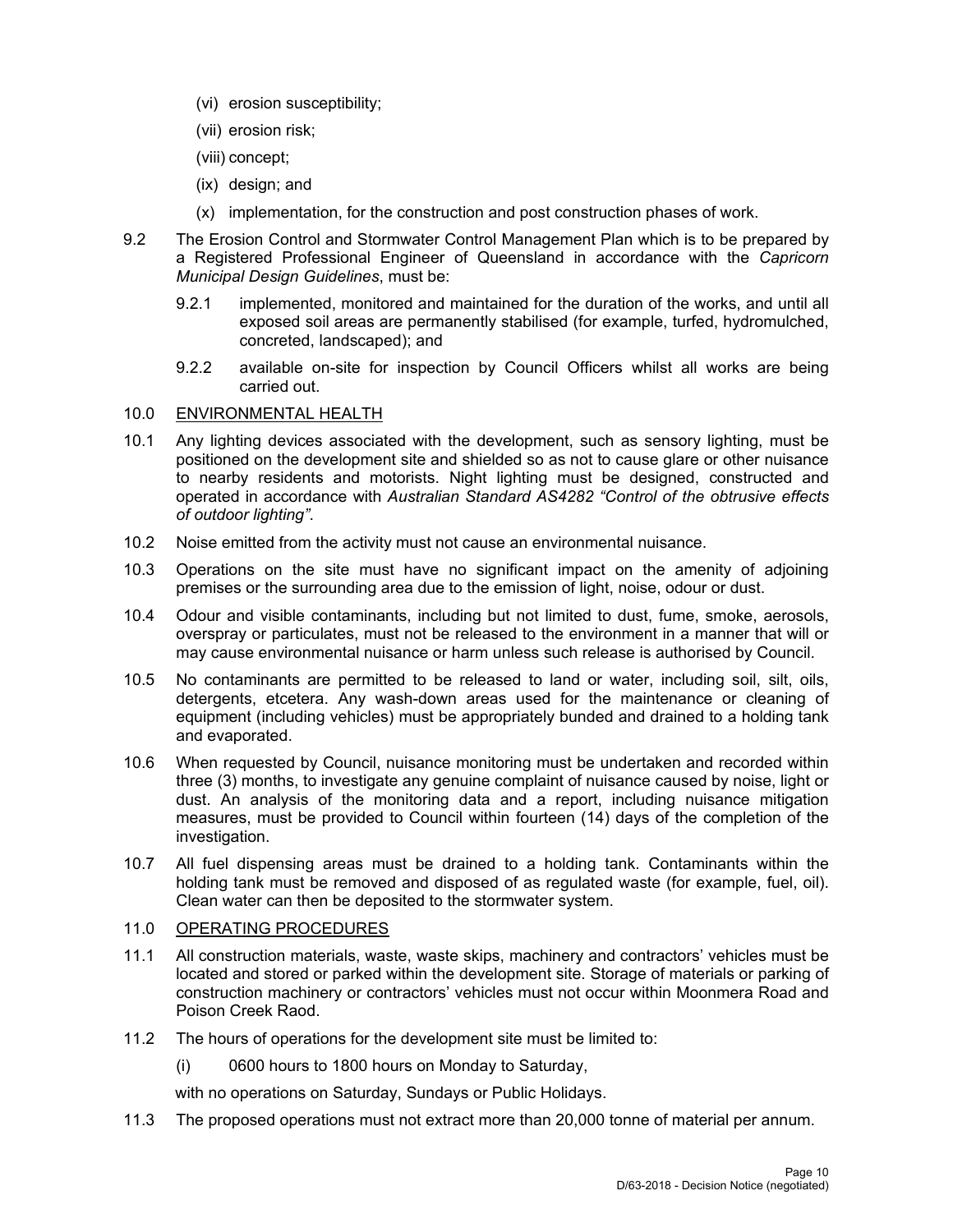(vi) erosion susceptibility;

(vii) erosion risk;

(viii) concept;

(ix) design; and

(x) implementation, for the construction and post construction phases of work.

9.2 The Erosion Control and Stormwater Control Management Plan which is to be prepared by a Registered Professional Engineer of Queensland in accordance with the *Capricorn Municipal Design Guidelines*, must be:

9.2.1 implemented, monitored and maintained for the duration of the works, and until all exposed soil areas are permanently stabilised (for example, turfed, hydromulched, concreted, landscaped); and

9.2.2 available on-site for inspection by Council Officers whilst all works are being carried out.

10.0 ENVIRONMENTAL HEALTH

10.1 Any lighting devices associated with the development, such as sensory lighting, must be positioned on the development site and shielded so as not to cause glare or other nuisance to nearby residents and motorists. Night lighting must be designed, constructed and operated in accordance with *Australian Standard AS4282 "Control of the obtrusive effects of outdoor lighting"*.

10.2 Noise emitted from the activity must not cause an environmental nuisance.

10.3 Operations on the site must have no significant impact on the amenity of adjoining premises or the surrounding area due to the emission of light, noise, odour or dust.

10.4 Odour and visible contaminants, including but not limited to dust, fume, smoke, aerosols, overspray or particulates, must not be released to the environment in a manner that will or may cause environmental nuisance or harm unless such release is authorised by Council.

10.5 No contaminants are permitted to be released to land or water, including soil, silt, oils, detergents, etcetera. Any wash-down areas used for the maintenance or cleaning of equipment (including vehicles) must be appropriately bunded and drained to a holding tank and evaporated.

10.6 When requested by Council, nuisance monitoring must be undertaken and recorded within three (3) months, to investigate any genuine complaint of nuisance caused by noise, light or dust. An analysis of the monitoring data and a report, including nuisance mitigation measures, must be provided to Council within fourteen (14) days of the completion of the investigation.

10.7 All fuel dispensing areas must be drained to a holding tank. Contaminants within the holding tank must be removed and disposed of as regulated waste (for example, fuel, oil). Clean water can then be deposited to the stormwater system.

11.0 OPERATING PROCEDURES

11.1 All construction materials, waste, waste skips, machinery and contractors' vehicles must be located and stored or parked within the development site. Storage of materials or parking of construction machinery or contractors' vehicles must not occur within Moonmera Road and Poison Creek Raod.

11.2 The hours of operations for the development site must be limited to:

(i) 0600 hours to 1800 hours on Monday to Saturday,

with no operations on Saturday, Sundays or Public Holidays.

11.3 The proposed operations must not extract more than 20,000 tonne of material per annum.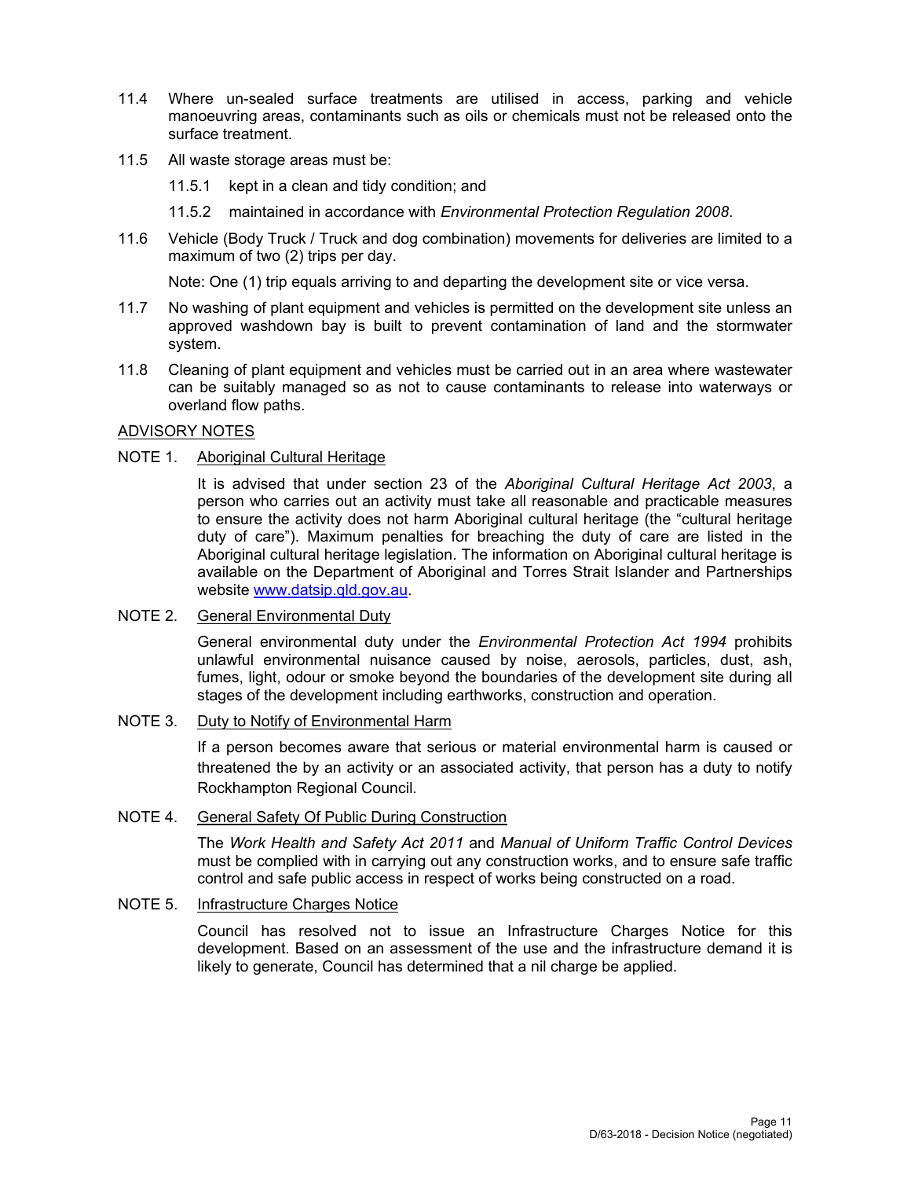11.4 Where un-sealed surface treatments are utilised in access, parking and vehicle manoeuvring areas, contaminants such as oils or chemicals must not be released onto the surface treatment.

11.5 All waste storage areas must be:

11.5.1 kept in a clean and tidy condition; and

11.5.2 maintained in accordance with *Environmental Protection Regulation 2008*.

11.6 Vehicle (Body Truck / Truck and dog combination) movements for deliveries are limited to a maximum of two (2) trips per day.

Note: One (1) trip equals arriving to and departing the development site or vice versa.

11.7 No washing of plant equipment and vehicles is permitted on the development site unless an approved washdown bay is built to prevent contamination of land and the stormwater system.

11.8 Cleaning of plant equipment and vehicles must be carried out in an area where wastewater can be suitably managed so as not to cause contaminants to release into waterways or overland flow paths.

## ADVISORY NOTES

### NOTE 1. Aboriginal Cultural Heritage

It is advised that under section 23 of the *Aboriginal Cultural Heritage Act 2003*, a person who carries out an activity must take all reasonable and practicable measures to ensure the activity does not harm Aboriginal cultural heritage (the "cultural heritage duty of care"). Maximum penalties for breaching the duty of care are listed in the Aboriginal cultural heritage legislation. The information on Aboriginal cultural heritage is available on the Department of Aboriginal and Torres Strait Islander and Partnerships website www.datsip.qld.gov.au.

### NOTE 2. General Environmental Duty

General environmental duty under the *Environmental Protection Act 1994* prohibits unlawful environmental nuisance caused by noise, aerosols, particles, dust, ash, fumes, light, odour or smoke beyond the boundaries of the development site during all stages of the development including earthworks, construction and operation.

### NOTE 3. Duty to Notify of Environmental Harm

If a person becomes aware that serious or material environmental harm is caused or threatened the by an activity or an associated activity, that person has a duty to notify Rockhampton Regional Council.

### NOTE 4. General Safety Of Public During Construction

The *Work Health and Safety Act 2011* and *Manual of Uniform Traffic Control Devices* must be complied with in carrying out any construction works, and to ensure safe traffic control and safe public access in respect of works being constructed on a road.

### NOTE 5. Infrastructure Charges Notice

Council has resolved not to issue an Infrastructure Charges Notice for this development. Based on an assessment of the use and the infrastructure demand it is likely to generate, Council has determined that a nil charge be applied.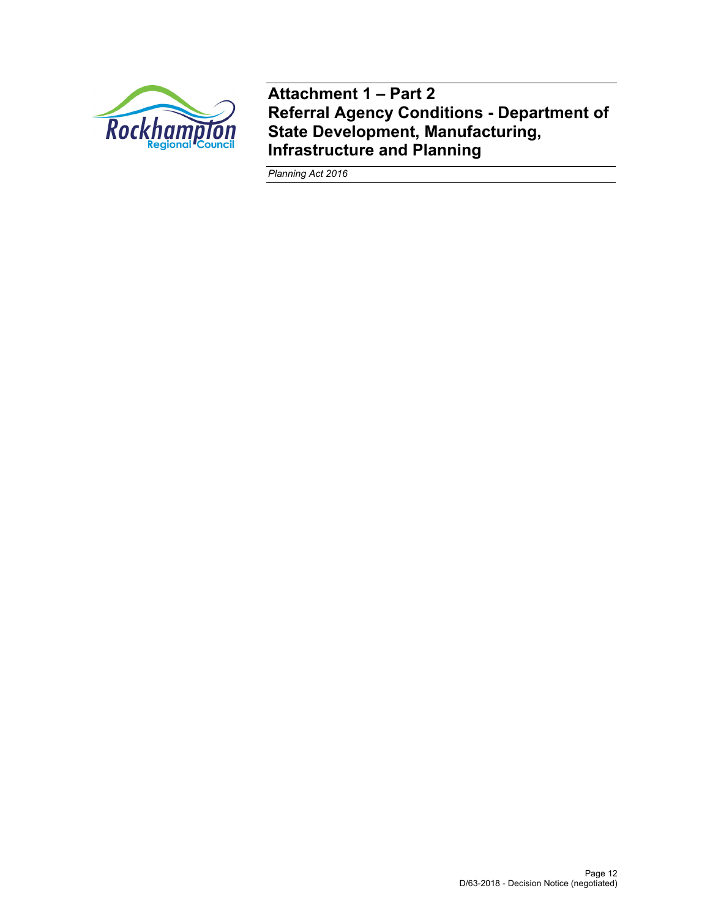# Attachment 1 – Part 2
# Referral Agency Conditions - Department of State Development, Manufacturing, Infrastructure and Planning

*Planning Act 2016*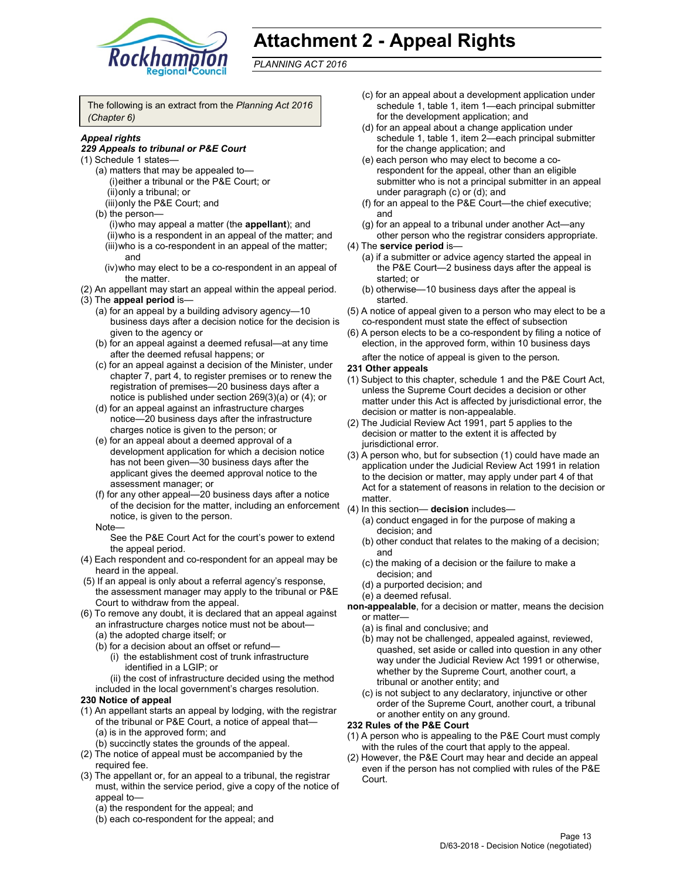# Attachment 2 - Appeal Rights

*PLANNING ACT 2016*

The following is an extract from the *Planning Act 2016 (Chapter 6)*

***Appeal rights***

***229 Appeals to tribunal or P&E Court***

(1) Schedule 1 states—

- (a) matters that may be appealed to—
  - (i) either a tribunal or the P&E Court; or
  - (ii) only a tribunal; or
  - (iii) only the P&E Court; and
- (b) the person—
  - (i) who may appeal a matter (the **appellant**); and
  - (ii) who is a respondent in an appeal of the matter; and
  - (iii) who is a co-respondent in an appeal of the matter; and
  - (iv) who may elect to be a co-respondent in an appeal of the matter.

(2) An appellant may start an appeal within the appeal period.

(3) The **appeal period** is—

- (a) for an appeal by a building advisory agency—10 business days after a decision notice for the decision is given to the agency or
- (b) for an appeal against a deemed refusal—at any time after the deemed refusal happens; or
- (c) for an appeal against a decision of the Minister, under chapter 7, part 4, to register premises or to renew the registration of premises—20 business days after a notice is published under section 269(3)(a) or (4); or
- (d) for an appeal against an infrastructure charges notice—20 business days after the infrastructure charges notice is given to the person; or
- (e) for an appeal about a deemed approval of a development application for which a decision notice has not been given—30 business days after the applicant gives the deemed approval notice to the assessment manager; or
- (f) for any other appeal—20 business days after a notice of the decision for the matter, including an enforcement notice, is given to the person.

Note—

See the P&E Court Act for the court's power to extend the appeal period.

(4) Each respondent and co-respondent for an appeal may be heard in the appeal.

(5) If an appeal is only about a referral agency's response, the assessment manager may apply to the tribunal or P&E Court to withdraw from the appeal.

(6) To remove any doubt, it is declared that an appeal against an infrastructure charges notice must not be about—

- (a) the adopted charge itself; or
- (b) for a decision about an offset or refund—
  - (i) the establishment cost of trunk infrastructure identified in a LGIP; or
  - (ii) the cost of infrastructure decided using the method included in the local government's charges resolution.

**230 Notice of appeal**

(1) An appellant starts an appeal by lodging, with the registrar of the tribunal or P&E Court, a notice of appeal that—

- (a) is in the approved form; and
- (b) succinctly states the grounds of the appeal.

(2) The notice of appeal must be accompanied by the required fee.

(3) The appellant or, for an appeal to a tribunal, the registrar must, within the service period, give a copy of the notice of appeal to—

- (a) the respondent for the appeal; and
- (b) each co-respondent for the appeal; and
- (c) for an appeal about a development application under schedule 1, table 1, item 1—each principal submitter for the development application; and
- (d) for an appeal about a change application under schedule 1, table 1, item 2—each principal submitter for the change application; and
- (e) each person who may elect to become a co-respondent for the appeal, other than an eligible submitter who is not a principal submitter in an appeal under paragraph (c) or (d); and
- (f) for an appeal to the P&E Court—the chief executive; and
- (g) for an appeal to a tribunal under another Act—any other person who the registrar considers appropriate.

(4) The **service period** is—

- (a) if a submitter or advice agency started the appeal in the P&E Court—2 business days after the appeal is started; or
- (b) otherwise—10 business days after the appeal is started.

(5) A notice of appeal given to a person who may elect to be a co-respondent must state the effect of subsection

(6) A person elects to be a co-respondent by filing a notice of election, in the approved form, within 10 business days after the notice of appeal is given to the person.

**231 Other appeals**

(1) Subject to this chapter, schedule 1 and the P&E Court Act, unless the Supreme Court decides a decision or other matter under this Act is affected by jurisdictional error, the decision or matter is non-appealable.

(2) The Judicial Review Act 1991, part 5 applies to the decision or matter to the extent it is affected by jurisdictional error.

(3) A person who, but for subsection (1) could have made an application under the Judicial Review Act 1991 in relation to the decision or matter, may apply under part 4 of that Act for a statement of reasons in relation to the decision or matter.

(4) In this section— **decision** includes—

- (a) conduct engaged in for the purpose of making a decision; and
- (b) other conduct that relates to the making of a decision; and
- (c) the making of a decision or the failure to make a decision; and
- (d) a purported decision; and
- (e) a deemed refusal.

**non-appealable**, for a decision or matter, means the decision or matter—

- (a) is final and conclusive; and
- (b) may not be challenged, appealed against, reviewed, quashed, set aside or called into question in any other way under the Judicial Review Act 1991 or otherwise, whether by the Supreme Court, another court, a tribunal or another entity; and
- (c) is not subject to any declaratory, injunctive or other order of the Supreme Court, another court, a tribunal or another entity on any ground.

**232 Rules of the P&E Court**

(1) A person who is appealing to the P&E Court must comply with the rules of the court that apply to the appeal.

(2) However, the P&E Court may hear and decide an appeal even if the person has not complied with rules of the P&E Court.

D/63-2018 - Decision Notice (negotiated)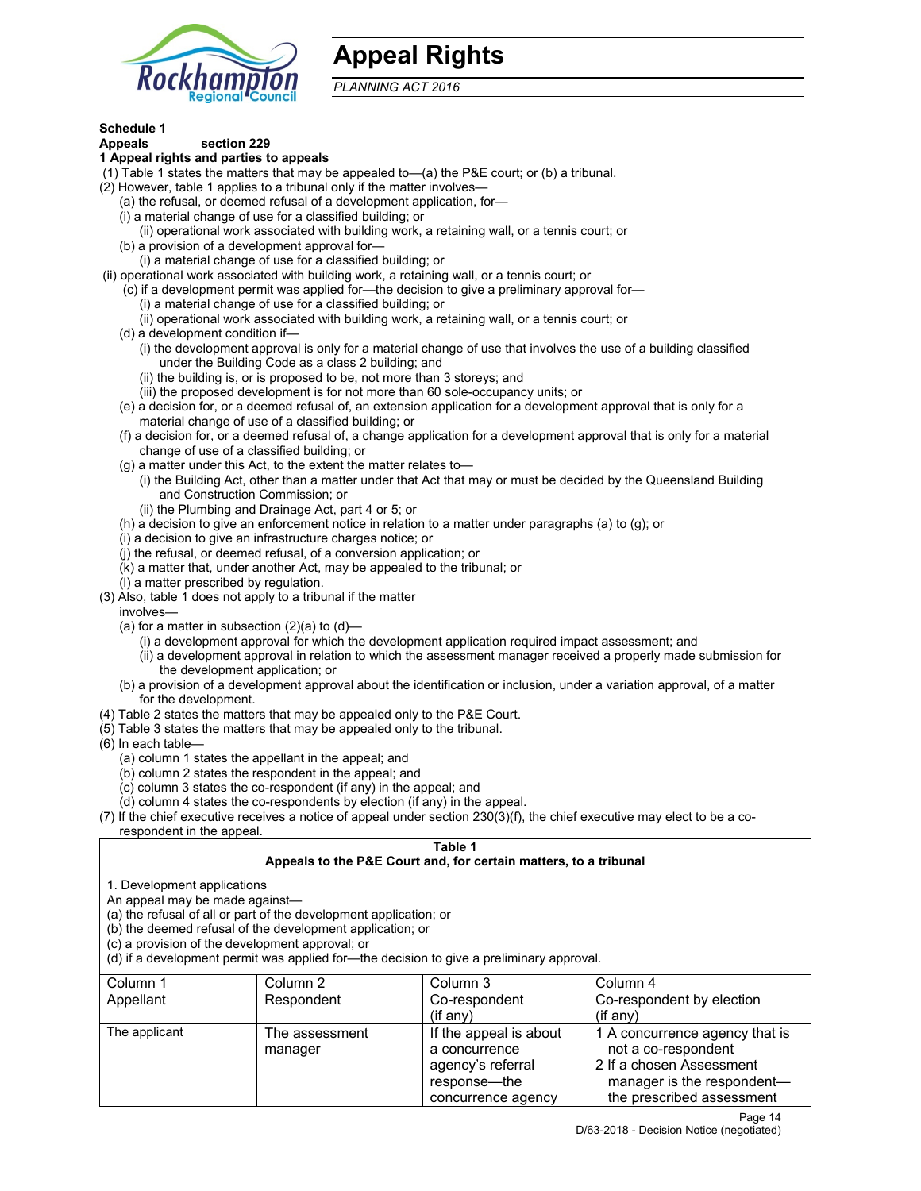# Appeal Rights

*PLANNING ACT 2016*

**Schedule 1**
**Appeals section 229**
**1 Appeal rights and parties to appeals**

(1) Table 1 states the matters that may be appealed to—(a) the P&E court; or (b) a tribunal.
(2) However, table 1 applies to a tribunal only if the matter involves—
(a) the refusal, or deemed refusal of a development application, for—
(i) a material change of use for a classified building; or
(ii) operational work associated with building work, a retaining wall, or a tennis court; or
(b) a provision of a development approval for—
(i) a material change of use for a classified building; or
(ii) operational work associated with building work, a retaining wall, or a tennis court; or
(c) if a development permit was applied for—the decision to give a preliminary approval for—
(i) a material change of use for a classified building; or
(ii) operational work associated with building work, a retaining wall, or a tennis court; or
(d) a development condition if—
(i) the development approval is only for a material change of use that involves the use of a building classified under the Building Code as a class 2 building; and
(ii) the building is, or is proposed to be, not more than 3 storeys; and
(iii) the proposed development is for not more than 60 sole-occupancy units; or
(e) a decision for, or a deemed refusal of, an extension application for a development approval that is only for a material change of use of a classified building; or
(f) a decision for, or a deemed refusal of, a change application for a development approval that is only for a material change of use of a classified building; or
(g) a matter under this Act, to the extent the matter relates to—
(i) the Building Act, other than a matter under that Act that may or must be decided by the Queensland Building and Construction Commission; or
(ii) the Plumbing and Drainage Act, part 4 or 5; or
(h) a decision to give an enforcement notice in relation to a matter under paragraphs (a) to (g); or
(i) a decision to give an infrastructure charges notice; or
(j) the refusal, or deemed refusal, of a conversion application; or
(k) a matter that, under another Act, may be appealed to the tribunal; or
(l) a matter prescribed by regulation.
(3) Also, table 1 does not apply to a tribunal if the matter involves—
(a) for a matter in subsection (2)(a) to (d)—
(i) a development approval for which the development application required impact assessment; and
(ii) a development approval in relation to which the assessment manager received a properly made submission for the development application; or
(b) a provision of a development approval about the identification or inclusion, under a variation approval, of a matter for the development.
(4) Table 2 states the matters that may be appealed only to the P&E Court.
(5) Table 3 states the matters that may be appealed only to the tribunal.
(6) In each table—
(a) column 1 states the appellant in the appeal; and
(b) column 2 states the respondent in the appeal; and
(c) column 3 states the co-respondent (if any) in the appeal; and
(d) column 4 states the co-respondents by election (if any) in the appeal.
(7) If the chief executive receives a notice of appeal under section 230(3)(f), the chief executive may elect to be a co-respondent in the appeal.

**Table 1**
**Appeals to the P&E Court and, for certain matters, to a tribunal**

1. Development applications
An appeal may be made against—
(a) the refusal of all or part of the development application; or
(b) the deemed refusal of the development application; or
(c) a provision of the development approval; or
(d) if a development permit was applied for—the decision to give a preliminary approval.

| Column 1<br>Appellant | Column 2<br>Respondent | Column 3<br>Co-respondent<br>(if any) | Column 4<br>Co-respondent by election<br>(if any) |
|---|---|---|---|
| The applicant | The assessment manager | If the appeal is about a concurrence agency's referral response—the concurrence agency | 1 A concurrence agency that is not a co-respondent<br>2 If a chosen Assessment manager is the respondent—the prescribed assessment |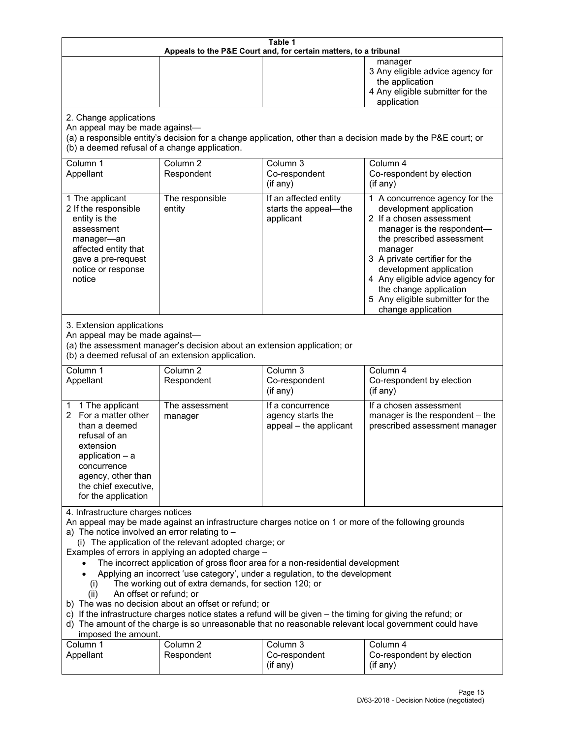**Table 1**
**Appeals to the P&E Court and, for certain matters, to a tribunal**

| | | | |
|---|---|---|---|
| | | | manager<br>3 Any eligible advice agency for the application<br>4 Any eligible submitter for the application |

2. Change applications
An appeal may be made against—
(a) a responsible entity's decision for a change application, other than a decision made by the P&E court; or
(b) a deemed refusal of a change application.

| Column 1<br>Appellant | Column 2<br>Respondent | Column 3<br>Co-respondent<br>(if any) | Column 4<br>Co-respondent by election<br>(if any) |
|---|---|---|---|
| 1 The applicant<br>2 If the responsible entity is the assessment manager—an affected entity that gave a pre-request notice or response notice | The responsible entity | If an affected entity starts the appeal—the applicant | 1 A concurrence agency for the development application<br>2 If a chosen assessment manager is the respondent—the prescribed assessment manager<br>3 A private certifier for the development application<br>4 Any eligible advice agency for the change application<br>5 Any eligible submitter for the change application |

3. Extension applications
An appeal may be made against—
(a) the assessment manager's decision about an extension application; or
(b) a deemed refusal of an extension application.

| Column 1<br>Appellant | Column 2<br>Respondent | Column 3<br>Co-respondent<br>(if any) | Column 4<br>Co-respondent by election<br>(if any) |
|---|---|---|---|
| 1 1 The applicant<br>2 For a matter other than a deemed refusal of an extension application – a concurrence agency, other than the chief executive, for the application | The assessment manager | If a concurrence agency starts the appeal – the applicant | If a chosen assessment manager is the respondent – the prescribed assessment manager |

4. Infrastructure charges notices
An appeal may be made against an infrastructure charges notice on 1 or more of the following grounds
a) The notice involved an error relating to –
(i) The application of the relevant adopted charge; or
Examples of errors in applying an adopted charge –
- The incorrect application of gross floor area for a non-residential development
- Applying an incorrect 'use category', under a regulation, to the development
(i) The working out of extra demands, for section 120; or
(ii) An offset or refund; or
b) The was no decision about an offset or refund; or
c) If the infrastructure charges notice states a refund will be given – the timing for giving the refund; or
d) The amount of the charge is so unreasonable that no reasonable relevant local government could have imposed the amount.

| Column 1<br>Appellant | Column 2<br>Respondent | Column 3<br>Co-respondent<br>(if any) | Column 4<br>Co-respondent by election<br>(if any) |
|---|---|---|---|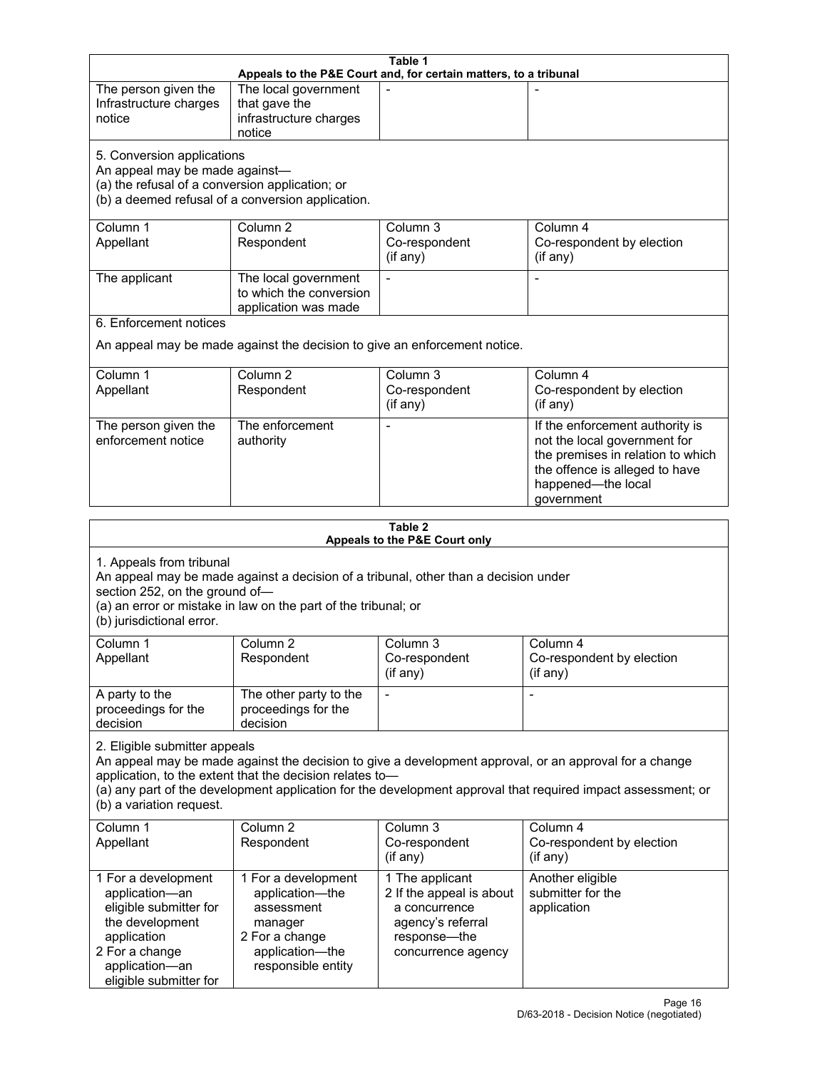**Table 1**
**Appeals to the P&E Court and, for certain matters, to a tribunal**

| | | | |
|---|---|---|---|
| The person given the Infrastructure charges notice | The local government that gave the infrastructure charges notice | - | - |
| 5. Conversion applications<br>An appeal may be made against—<br>(a) the refusal of a conversion application; or<br>(b) a deemed refusal of a conversion application. | | | |
| Column 1<br>Appellant | Column 2<br>Respondent | Column 3<br>Co-respondent<br>(if any) | Column 4<br>Co-respondent by election<br>(if any) |
| The applicant | The local government to which the conversion application was made | - | - |
| 6. Enforcement notices<br>An appeal may be made against the decision to give an enforcement notice. | | | |
| Column 1<br>Appellant | Column 2<br>Respondent | Column 3<br>Co-respondent<br>(if any) | Column 4<br>Co-respondent by election<br>(if any) |
| The person given the enforcement notice | The enforcement authority | - | If the enforcement authority is not the local government for the premises in relation to which the offence is alleged to have happened—the local government |

**Table 2**
**Appeals to the P&E Court only**

| | | | |
|---|---|---|---|
| 1. Appeals from tribunal<br>An appeal may be made against a decision of a tribunal, other than a decision under section 252, on the ground of—<br>(a) an error or mistake in law on the part of the tribunal; or<br>(b) jurisdictional error. | | | |
| Column 1<br>Appellant | Column 2<br>Respondent | Column 3<br>Co-respondent<br>(if any) | Column 4<br>Co-respondent by election<br>(if any) |
| A party to the proceedings for the decision | The other party to the proceedings for the decision | - | - |
| 2. Eligible submitter appeals<br>An appeal may be made against the decision to give a development approval, or an approval for a change application, to the extent that the decision relates to—<br>(a) any part of the development application for the development approval that required impact assessment; or<br>(b) a variation request. | | | |
| Column 1<br>Appellant | Column 2<br>Respondent | Column 3<br>Co-respondent<br>(if any) | Column 4<br>Co-respondent by election<br>(if any) |
| 1 For a development application—an eligible submitter for the development application<br>2 For a change application—an eligible submitter for | 1 For a development application—the assessment manager<br>2 For a change application—the responsible entity | 1 The applicant<br>2 If the appeal is about a concurrence agency's referral response—the concurrence agency | Another eligible submitter for the application |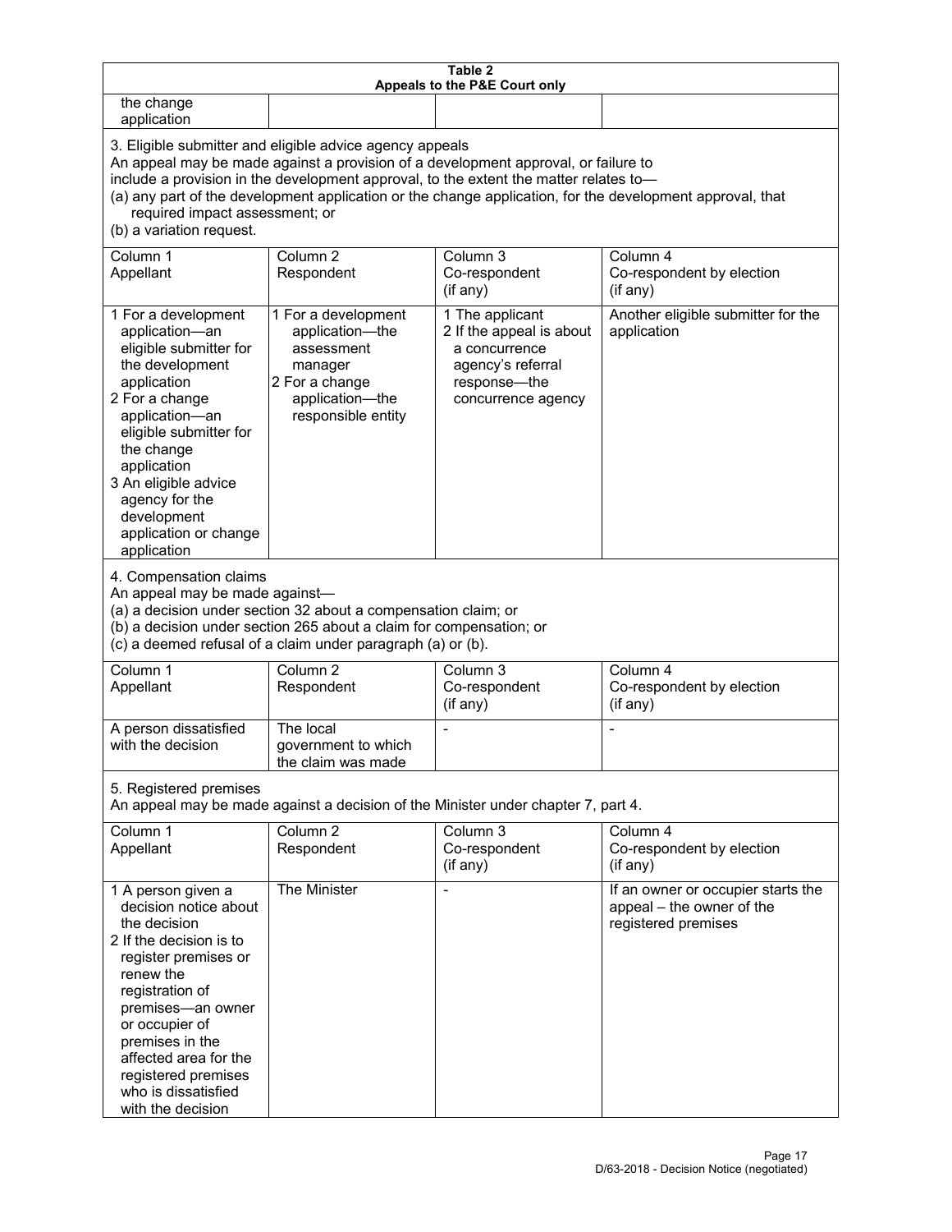| **Table 2**<br>**Appeals to the P&E Court only** | | | |
|---|---|---|---|
| the change application | | | |
| 3. Eligible submitter and eligible advice agency appeals<br>An appeal may be made against a provision of a development approval, or failure to include a provision in the development approval, to the extent the matter relates to—<br>(a) any part of the development application or the change application, for the development approval, that required impact assessment; or<br>(b) a variation request. | | | |
| Column 1<br>Appellant | Column 2<br>Respondent | Column 3<br>Co-respondent<br>(if any) | Column 4<br>Co-respondent by election<br>(if any) |
| 1 For a development application—an eligible submitter for the development application<br>2 For a change application—an eligible submitter for the change application<br>3 An eligible advice agency for the development application or change application | 1 For a development application—the assessment manager<br>2 For a change application—the responsible entity | 1 The applicant<br>2 If the appeal is about a concurrence agency's referral response—the concurrence agency | Another eligible submitter for the application |
| 4. Compensation claims<br>An appeal may be made against—<br>(a) a decision under section 32 about a compensation claim; or<br>(b) a decision under section 265 about a claim for compensation; or<br>(c) a deemed refusal of a claim under paragraph (a) or (b). | | | |
| Column 1<br>Appellant | Column 2<br>Respondent | Column 3<br>Co-respondent<br>(if any) | Column 4<br>Co-respondent by election<br>(if any) |
| A person dissatisfied with the decision | The local government to which the claim was made | - | - |
| 5. Registered premises<br>An appeal may be made against a decision of the Minister under chapter 7, part 4. | | | |
| Column 1<br>Appellant | Column 2<br>Respondent | Column 3<br>Co-respondent<br>(if any) | Column 4<br>Co-respondent by election<br>(if any) |
| 1 A person given a decision notice about the decision<br>2 If the decision is to register premises or renew the registration of premises—an owner or occupier of premises in the affected area for the registered premises who is dissatisfied with the decision | The Minister | - | If an owner or occupier starts the appeal – the owner of the registered premises |

D/63-2018 - Decision Notice (negotiated)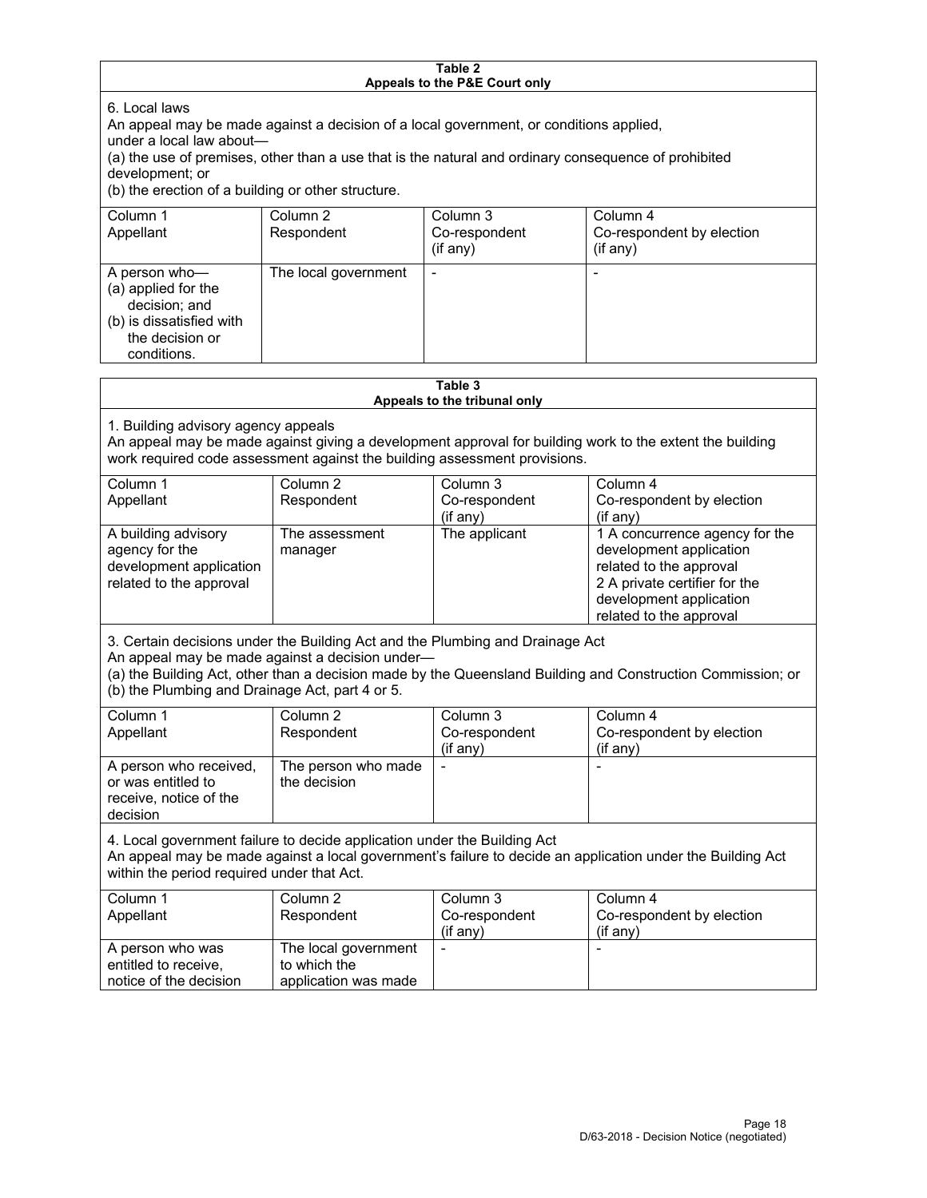**Table 2**
**Appeals to the P&E Court only**

6. Local laws
An appeal may be made against a decision of a local government, or conditions applied, under a local law about—
(a) the use of premises, other than a use that is the natural and ordinary consequence of prohibited development; or
(b) the erection of a building or other structure.

| Column 1<br>Appellant | Column 2<br>Respondent | Column 3<br>Co-respondent<br>(if any) | Column 4<br>Co-respondent by election<br>(if any) |
|---|---|---|---|
| A person who—<br>(a) applied for the decision; and<br>(b) is dissatisfied with the decision or conditions. | The local government | - | - |

**Table 3**
**Appeals to the tribunal only**

1. Building advisory agency appeals
An appeal may be made against giving a development approval for building work to the extent the building work required code assessment against the building assessment provisions.

| Column 1<br>Appellant | Column 2<br>Respondent | Column 3<br>Co-respondent<br>(if any) | Column 4<br>Co-respondent by election<br>(if any) |
|---|---|---|---|
| A building advisory agency for the development application related to the approval | The assessment manager | The applicant | 1 A concurrence agency for the development application related to the approval<br>2 A private certifier for the development application related to the approval |

3. Certain decisions under the Building Act and the Plumbing and Drainage Act
An appeal may be made against a decision under—
(a) the Building Act, other than a decision made by the Queensland Building and Construction Commission; or
(b) the Plumbing and Drainage Act, part 4 or 5.

| Column 1<br>Appellant | Column 2<br>Respondent | Column 3<br>Co-respondent<br>(if any) | Column 4<br>Co-respondent by election<br>(if any) |
|---|---|---|---|
| A person who received, or was entitled to receive, notice of the decision | The person who made the decision | - | - |

4. Local government failure to decide application under the Building Act
An appeal may be made against a local government's failure to decide an application under the Building Act within the period required under that Act.

| Column 1<br>Appellant | Column 2<br>Respondent | Column 3<br>Co-respondent<br>(if any) | Column 4<br>Co-respondent by election<br>(if any) |
|---|---|---|---|
| A person who was entitled to receive, notice of the decision | The local government to which the application was made | - | - |

D/63-2018 - Decision Notice (negotiated)